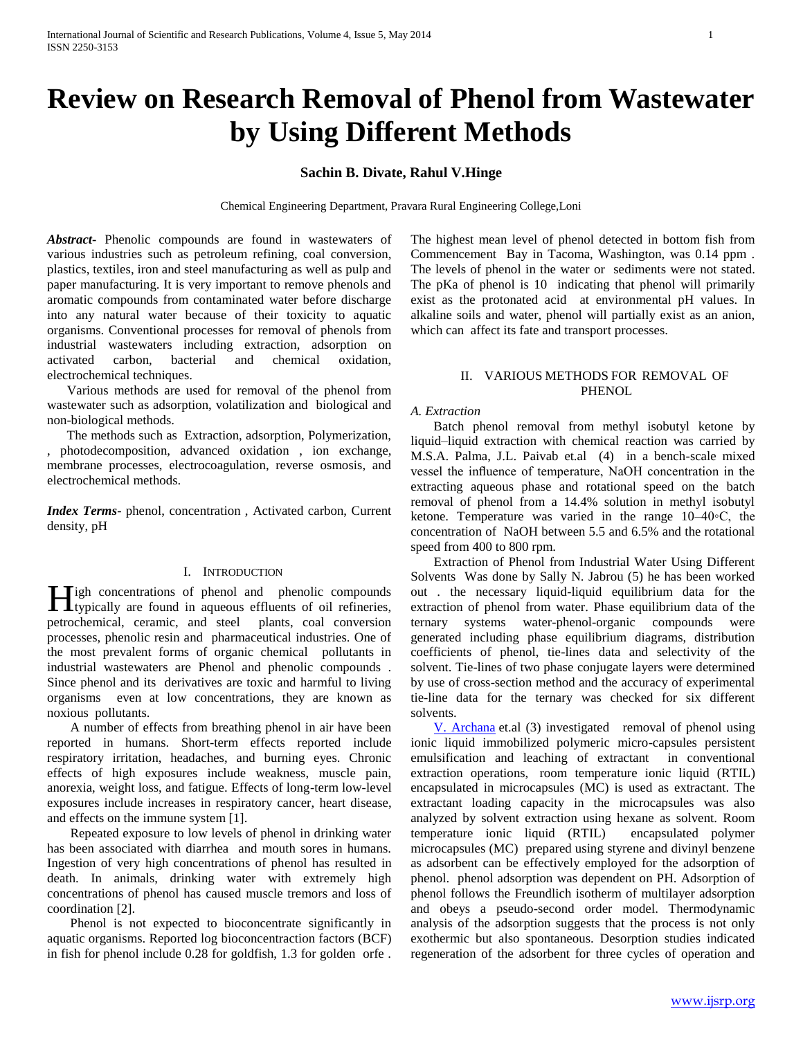# Review on Research Removal of Phenol from Wastewater by Using Different Methods

**Sachin B. Divate, Rahul V.Hinge**

Chemical Engineering Department, Pravara Rural Engineering College,Loni

***Abstract-*** Phenolic compounds are found in wastewaters of various industries such as petroleum refining, coal conversion, plastics, textiles, iron and steel manufacturing as well as pulp and paper manufacturing. It is very important to remove phenols and aromatic compounds from contaminated water before discharge into any natural water because of their toxicity to aquatic organisms. Conventional processes for removal of phenols from industrial wastewaters including extraction, adsorption on activated carbon, bacterial and chemical oxidation, electrochemical techniques.

Various methods are used for removal of the phenol from wastewater such as adsorption, volatilization and biological and non-biological methods.

The methods such as Extraction, adsorption, Polymerization, , photodecomposition, advanced oxidation , ion exchange, membrane processes, electrocoagulation, reverse osmosis, and electrochemical methods.

***Index Terms*****-** phenol, concentration , Activated carbon, Current density, pH

## I. Introduction

High concentrations of phenol and phenolic compounds typically are found in aqueous effluents of oil refineries, petrochemical, ceramic, and steel plants, coal conversion processes, phenolic resin and pharmaceutical industries. One of the most prevalent forms of organic chemical pollutants in industrial wastewaters are Phenol and phenolic compounds . Since phenol and its derivatives are toxic and harmful to living organisms even at low concentrations, they are known as noxious pollutants.

A number of effects from breathing phenol in air have been reported in humans. Short-term effects reported include respiratory irritation, headaches, and burning eyes. Chronic effects of high exposures include weakness, muscle pain, anorexia, weight loss, and fatigue. Effects of long-term low-level exposures include increases in respiratory cancer, heart disease, and effects on the immune system [1].

Repeated exposure to low levels of phenol in drinking water has been associated with diarrhea and mouth sores in humans. Ingestion of very high concentrations of phenol has resulted in death. In animals, drinking water with extremely high concentrations of phenol has caused muscle tremors and loss of coordination [2].

Phenol is not expected to bioconcentrate significantly in aquatic organisms. Reported log bioconcentraction factors (BCF) in fish for phenol include 0.28 for goldfish, 1.3 for golden orfe . The highest mean level of phenol detected in bottom fish from Commencement Bay in Tacoma, Washington, was 0.14 ppm . The levels of phenol in the water or sediments were not stated. The pKa of phenol is 10 indicating that phenol will primarily exist as the protonated acid at environmental pH values. In alkaline soils and water, phenol will partially exist as an anion, which can affect its fate and transport processes.

## II. Various Methods for Removal of Phenol

### *A. Extraction*

Batch phenol removal from methyl isobutyl ketone by liquid–liquid extraction with chemical reaction was carried by M.S.A. Palma, J.L. Paivab et.al (4) in a bench-scale mixed vessel the influence of temperature, NaOH concentration in the extracting aqueous phase and rotational speed on the batch removal of phenol from a 14.4% solution in methyl isobutyl ketone. Temperature was varied in the range 10–40◦C, the concentration of NaOH between 5.5 and 6.5% and the rotational speed from 400 to 800 rpm.

Extraction of Phenol from Industrial Water Using Different Solvents Was done by Sally N. Jabrou (5) he has been worked out . the necessary liquid-liquid equilibrium data for the extraction of phenol from water. Phase equilibrium data of the ternary systems water-phenol-organic compounds were generated including phase equilibrium diagrams, distribution coefficients of phenol, tie-lines data and selectivity of the solvent. Tie-lines of two phase conjugate layers were determined by use of cross-section method and the accuracy of experimental tie-line data for the ternary was checked for six different solvents.

V. Archana et.al (3) investigated removal of phenol using ionic liquid immobilized polymeric micro-capsules persistent emulsification and leaching of extractant in conventional extraction operations, room temperature ionic liquid (RTIL) encapsulated in microcapsules (MC) is used as extractant. The extractant loading capacity in the microcapsules was also analyzed by solvent extraction using hexane as solvent. Room temperature ionic liquid (RTIL) encapsulated polymer microcapsules (MC) prepared using styrene and divinyl benzene as adsorbent can be effectively employed for the adsorption of phenol. phenol adsorption was dependent on PH. Adsorption of phenol follows the Freundlich isotherm of multilayer adsorption and obeys a pseudo-second order model. Thermodynamic analysis of the adsorption suggests that the process is not only exothermic but also spontaneous. Desorption studies indicated regeneration of the adsorbent for three cycles of operation and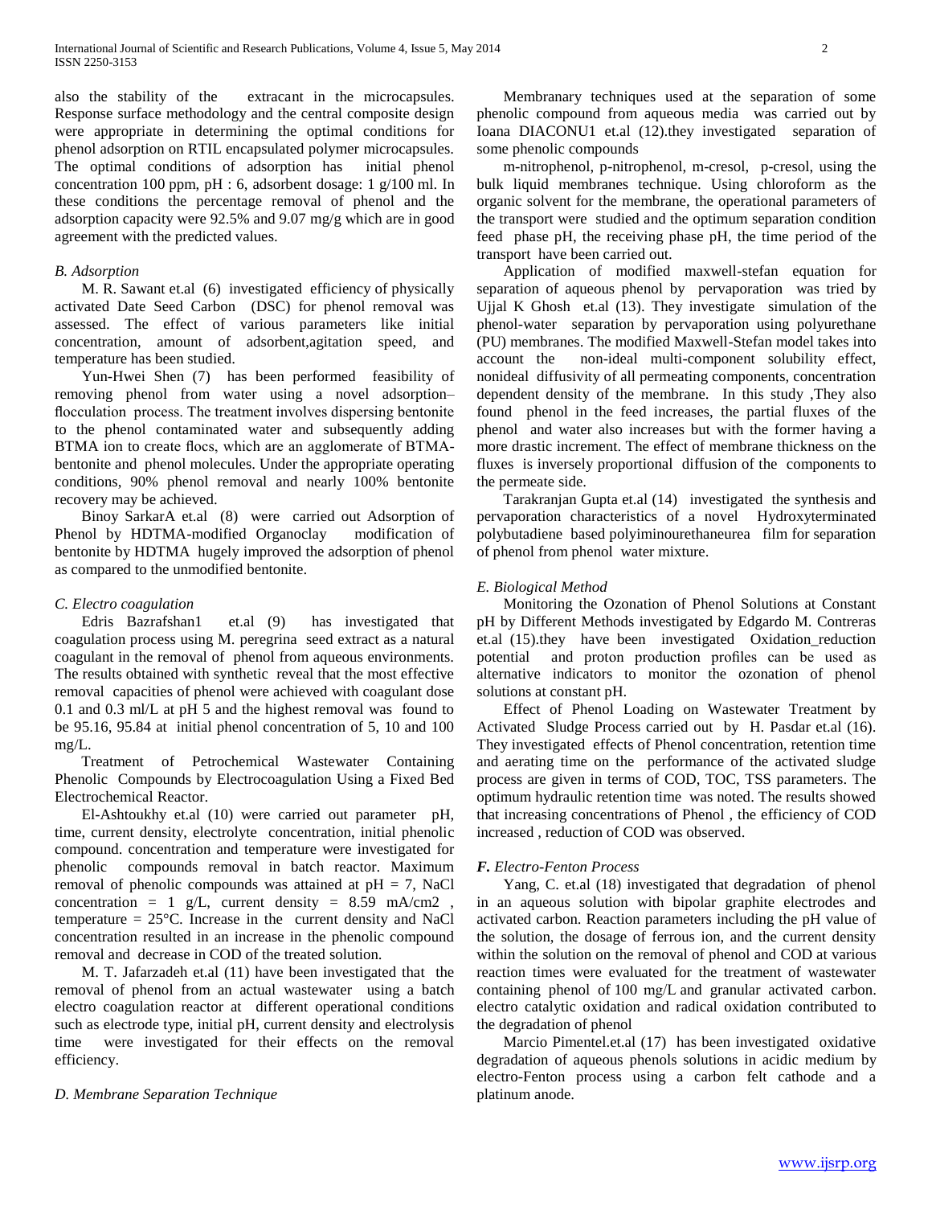also the stability of the extracant in the microcapsules. Response surface methodology and the central composite design were appropriate in determining the optimal conditions for phenol adsorption on RTIL encapsulated polymer microcapsules. The optimal conditions of adsorption has initial phenol concentration 100 ppm, pH : 6, adsorbent dosage: 1 g/100 ml. In these conditions the percentage removal of phenol and the adsorption capacity were 92.5% and 9.07 mg/g which are in good agreement with the predicted values.

### *B. Adsorption*

M. R. Sawant et.al (6) investigated efficiency of physically activated Date Seed Carbon (DSC) for phenol removal was assessed. The effect of various parameters like initial concentration, amount of adsorbent,agitation speed, and temperature has been studied.

Yun-Hwei Shen (7) has been performed feasibility of removing phenol from water using a novel adsorption–flocculation process. The treatment involves dispersing bentonite to the phenol contaminated water and subsequently adding BTMA ion to create flocs, which are an agglomerate of BTMA-bentonite and phenol molecules. Under the appropriate operating conditions, 90% phenol removal and nearly 100% bentonite recovery may be achieved.

Binoy SarkarA et.al (8) were carried out Adsorption of Phenol by HDTMA-modified Organoclay modification of bentonite by HDTMA hugely improved the adsorption of phenol as compared to the unmodified bentonite.

### *C. Electro coagulation*

Edris Bazrafshan1 et.al (9) has investigated that coagulation process using M. peregrina seed extract as a natural coagulant in the removal of phenol from aqueous environments. The results obtained with synthetic reveal that the most effective removal capacities of phenol were achieved with coagulant dose 0.1 and 0.3 ml/L at pH 5 and the highest removal was found to be 95.16, 95.84 at initial phenol concentration of 5, 10 and 100 mg/L.

Treatment of Petrochemical Wastewater Containing Phenolic Compounds by Electrocoagulation Using a Fixed Bed Electrochemical Reactor.

El-Ashtoukhy et.al (10) were carried out parameter pH, time, current density, electrolyte concentration, initial phenolic compound. concentration and temperature were investigated for phenolic compounds removal in batch reactor. Maximum removal of phenolic compounds was attained at pH = 7, NaCl concentration = 1 g/L, current density = 8.59 $mA/cm^2$ , temperature = 25°C. Increase in the current density and NaCl concentration resulted in an increase in the phenolic compound removal and decrease in COD of the treated solution.

M. T. Jafarzadeh et.al (11) have been investigated that the removal of phenol from an actual wastewater using a batch electro coagulation reactor at different operational conditions such as electrode type, initial pH, current density and electrolysis time were investigated for their effects on the removal efficiency.

### *D. Membrane Separation Technique*

Membranary techniques used at the separation of some phenolic compound from aqueous media was carried out by Ioana DIACONU1 et.al (12).they investigated separation of some phenolic compounds

m-nitrophenol, p-nitrophenol, m-cresol, p-cresol, using the bulk liquid membranes technique. Using chloroform as the organic solvent for the membrane, the operational parameters of the transport were studied and the optimum separation condition feed phase pH, the receiving phase pH, the time period of the transport have been carried out.

Application of modified maxwell-stefan equation for separation of aqueous phenol by pervaporation was tried by Ujjal K Ghosh et.al (13). They investigate simulation of the phenol-water separation by pervaporation using polyurethane (PU) membranes. The modified Maxwell-Stefan model takes into account the non-ideal multi-component solubility effect, nonideal diffusivity of all permeating components, concentration dependent density of the membrane. In this study ,They also found phenol in the feed increases, the partial fluxes of the phenol and water also increases but with the former having a more drastic increment. The effect of membrane thickness on the fluxes is inversely proportional diffusion of the components to the permeate side.

Tarakranjan Gupta et.al (14) investigated the synthesis and pervaporation characteristics of a novel Hydroxyterminated polybutadiene based polyiminourethaneurea film for separation of phenol from phenol water mixture.

### *E. Biological Method*

Monitoring the Ozonation of Phenol Solutions at Constant pH by Different Methods investigated by Edgardo M. Contreras et.al (15).they have been investigated Oxidation_reduction potential and proton production profiles can be used as alternative indicators to monitor the ozonation of phenol solutions at constant pH.

Effect of Phenol Loading on Wastewater Treatment by Activated Sludge Process carried out by H. Pasdar et.al (16). They investigated effects of Phenol concentration, retention time and aerating time on the performance of the activated sludge process are given in terms of COD, TOC, TSS parameters. The optimum hydraulic retention time was noted. The results showed that increasing concentrations of Phenol , the efficiency of COD increased , reduction of COD was observed.

### ***F.** Electro-Fenton Process*

Yang, C. et.al (18) investigated that degradation of phenol in an aqueous solution with bipolar graphite electrodes and activated carbon. Reaction parameters including the pH value of the solution, the dosage of ferrous ion, and the current density within the solution on the removal of phenol and COD at various reaction times were evaluated for the treatment of wastewater containing phenol of 100 mg/L and granular activated carbon. electro catalytic oxidation and radical oxidation contributed to the degradation of phenol

Marcio Pimentel.et.al (17) has been investigated oxidative degradation of aqueous phenols solutions in acidic medium by electro-Fenton process using a carbon felt cathode and a platinum anode.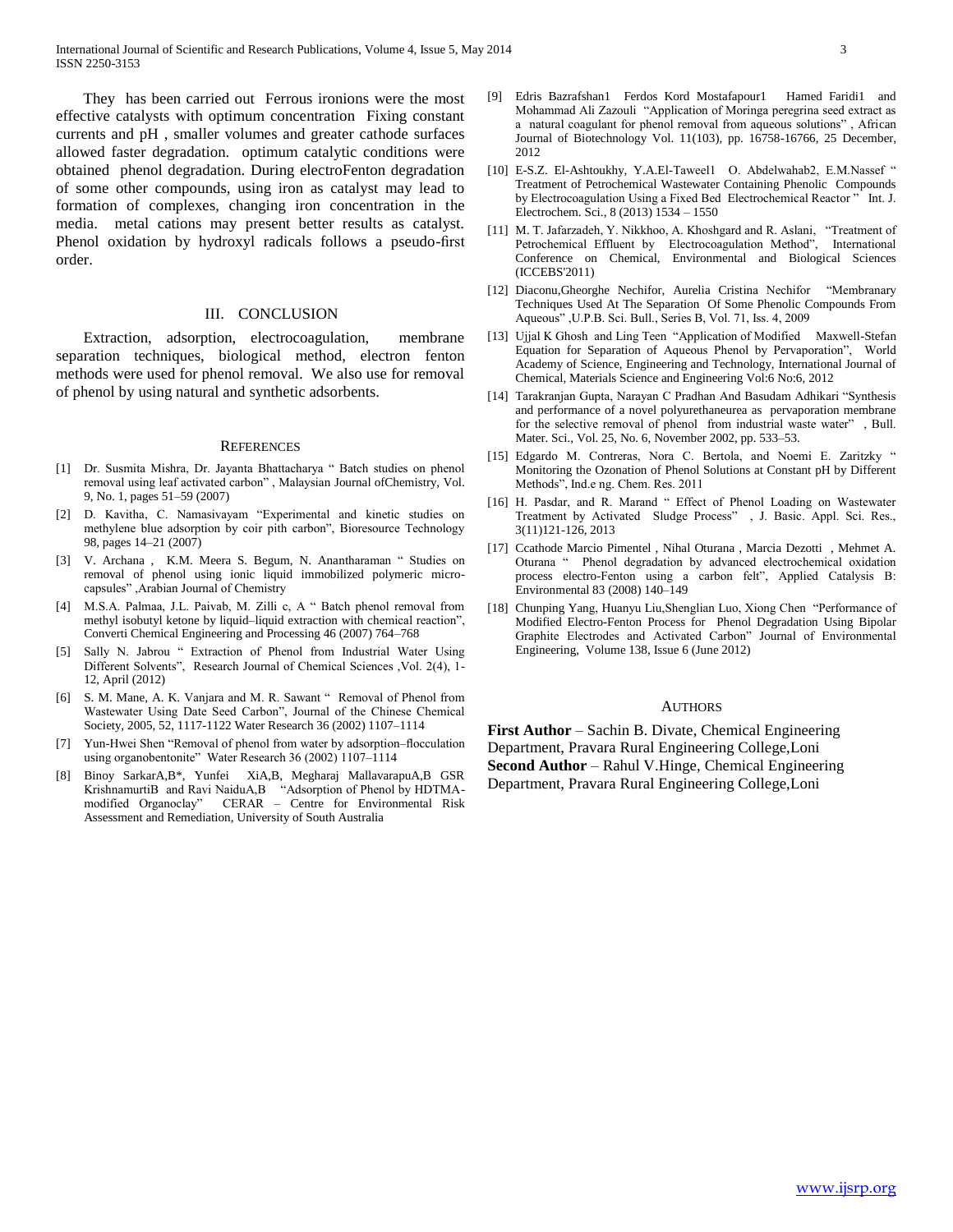They has been carried out Ferrous ironions were the most effective catalysts with optimum concentration Fixing constant currents and pH , smaller volumes and greater cathode surfaces allowed faster degradation. optimum catalytic conditions were obtained phenol degradation. During electroFenton degradation of some other compounds, using iron as catalyst may lead to formation of complexes, changing iron concentration in the media. metal cations may present better results as catalyst. Phenol oxidation by hydroxyl radicals follows a pseudo-first order.

## III. CONCLUSION

Extraction, adsorption, electrocoagulation, membrane separation techniques, biological method, electron fenton methods were used for phenol removal. We also use for removal of phenol by using natural and synthetic adsorbents.

## REFERENCES

[1] Dr. Susmita Mishra, Dr. Jayanta Bhattacharya " Batch studies on phenol removal using leaf activated carbon" , Malaysian Journal ofChemistry, Vol. 9, No. 1, pages 51–59 (2007)

[2] D. Kavitha, C. Namasivayam "Experimental and kinetic studies on methylene blue adsorption by coir pith carbon", Bioresource Technology 98, pages 14–21 (2007)

[3] V. Archana , K.M. Meera S. Begum, N. Anantharaman " Studies on removal of phenol using ionic liquid immobilized polymeric micro-capsules" ,Arabian Journal of Chemistry

[4] M.S.A. Palmaa, J.L. Paivab, M. Zilli c, A " Batch phenol removal from methyl isobutyl ketone by liquid–liquid extraction with chemical reaction", Converti Chemical Engineering and Processing 46 (2007) 764–768

[5] Sally N. Jabrou " Extraction of Phenol from Industrial Water Using Different Solvents", Research Journal of Chemical Sciences ,Vol. 2(4), 1-12, April (2012)

[6] S. M. Mane, A. K. Vanjara and M. R. Sawant " Removal of Phenol from Wastewater Using Date Seed Carbon", Journal of the Chinese Chemical Society, 2005, 52, 1117-1122 Water Research 36 (2002) 1107–1114

[7] Yun-Hwei Shen "Removal of phenol from water by adsorption–flocculation using organobentonite" Water Research 36 (2002) 1107–1114

[8] Binoy SarkarA,B*, Yunfei XiA,B, Megharaj MallavarapuA,B GSR KrishnamurtiB and Ravi NaiduA,B "Adsorption of Phenol by HDTMA-modified Organoclay" CERAR – Centre for Environmental Risk Assessment and Remediation, University of South Australia

[9] Edris Bazrafshan1 Ferdos Kord Mostafapour1 Hamed Faridi1 and Mohammad Ali Zazouli "Application of Moringa peregrina seed extract as a natural coagulant for phenol removal from aqueous solutions" , African Journal of Biotechnology Vol. 11(103), pp. 16758-16766, 25 December, 2012

[10] E-S.Z. El-Ashtoukhy, Y.A.El-Taweel1 O. Abdelwahab2, E.M.Nassef " Treatment of Petrochemical Wastewater Containing Phenolic Compounds by Electrocoagulation Using a Fixed Bed Electrochemical Reactor " Int. J. Electrochem. Sci., 8 (2013) 1534 – 1550

[11] M. T. Jafarzadeh, Y. Nikkhoo, A. Khoshgard and R. Aslani, "Treatment of Petrochemical Effluent by Electrocoagulation Method", International Conference on Chemical, Environmental and Biological Sciences (ICCEBS'2011)

[12] Diaconu,Gheorghe Nechifor, Aurelia Cristina Nechifor "Membranary Techniques Used At The Separation Of Some Phenolic Compounds From Aqueous" ,U.P.B. Sci. Bull., Series B, Vol. 71, Iss. 4, 2009

[13] Ujjal K Ghosh and Ling Teen "Application of Modified Maxwell-Stefan Equation for Separation of Aqueous Phenol by Pervaporation", World Academy of Science, Engineering and Technology, International Journal of Chemical, Materials Science and Engineering Vol:6 No:6, 2012

[14] Tarakranjan Gupta, Narayan C Pradhan And Basudam Adhikari "Synthesis and performance of a novel polyurethaneurea as pervaporation membrane for the selective removal of phenol from industrial waste water" , Bull. Mater. Sci., Vol. 25, No. 6, November 2002, pp. 533–53.

[15] Edgardo M. Contreras, Nora C. Bertola, and Noemi E. Zaritzky " Monitoring the Ozonation of Phenol Solutions at Constant pH by Different Methods", Ind.e ng. Chem. Res. 2011

[16] H. Pasdar, and R. Marand " Effect of Phenol Loading on Wastewater Treatment by Activated Sludge Process" , J. Basic. Appl. Sci. Res., 3(11)121-126, 2013

[17] Ccathode Marcio Pimentel , Nihal Oturana , Marcia Dezotti , Mehmet A. Oturana " Phenol degradation by advanced electrochemical oxidation process electro-Fenton using a carbon felt", Applied Catalysis B: Environmental 83 (2008) 140–149

[18] Chunping Yang, Huanyu Liu,Shenglian Luo, Xiong Chen "Performance of Modified Electro-Fenton Process for Phenol Degradation Using Bipolar Graphite Electrodes and Activated Carbon" Journal of Environmental Engineering, Volume 138, Issue 6 (June 2012)

## AUTHORS

**First Author** – Sachin B. Divate, Chemical Engineering Department, Pravara Rural Engineering College,Loni

**Second Author** – Rahul V.Hinge, Chemical Engineering Department, Pravara Rural Engineering College,Loni